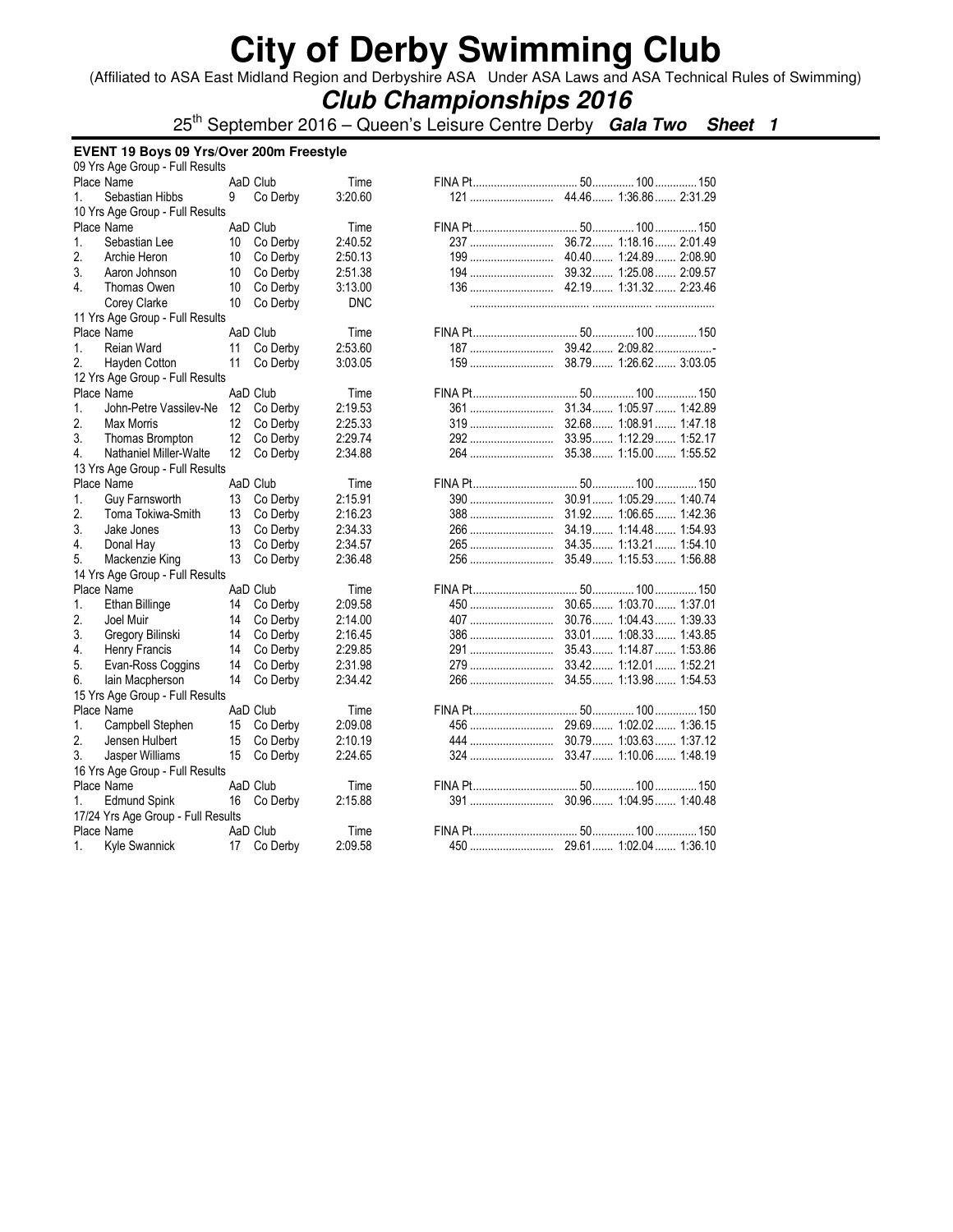# City of Derby Swimming Club

(Affiliated to ASA East Midland Region and Derbyshire ASA Under ASA Laws and ASA Technical Rules of Swimming)

## *Club Championships 2016*

25th September 2016 – Queen's Leisure Centre Derby ***Gala Two Sheet 1***

### EVENT 19 Boys 09 Yrs/Over 200m Freestyle

**09 Yrs Age Group - Full Results**

| Place | Name | AaD | Club | Time | FINA Pt | 50 | 100 | 150 |
|---|---|---|---|---|---|---|---|---|
| 1. | Sebastian Hibbs | 9 | Co Derby | 3:20.60 | 121 | 44.46 | 1:36.86 | 2:31.29 |

**10 Yrs Age Group - Full Results**

| Place | Name | AaD | Club | Time | FINA Pt | 50 | 100 | 150 |
|---|---|---|---|---|---|---|---|---|
| 1. | Sebastian Lee | 10 | Co Derby | 2:40.52 | 237 | 36.72 | 1:18.16 | 2:01.49 |
| 2. | Archie Heron | 10 | Co Derby | 2:50.13 | 199 | 40.40 | 1:24.89 | 2:08.90 |
| 3. | Aaron Johnson | 10 | Co Derby | 2:51.38 | 194 | 39.32 | 1:25.08 | 2:09.57 |
| 4. | Thomas Owen | 10 | Co Derby | 3:13.00 | 136 | 42.19 | 1:31.32 | 2:23.46 |
| | Corey Clarke | 10 | Co Derby | DNC | | | | |

**11 Yrs Age Group - Full Results**

| Place | Name | AaD | Club | Time | FINA Pt | 50 | 100 | 150 |
|---|---|---|---|---|---|---|---|---|
| 1. | Reian Ward | 11 | Co Derby | 2:53.60 | 187 | 39.42 | 2:09.82 | - |
| 2. | Hayden Cotton | 11 | Co Derby | 3:03.05 | 159 | 38.79 | 1:26.62 | 3:03.05 |

**12 Yrs Age Group - Full Results**

| Place | Name | AaD | Club | Time | FINA Pt | 50 | 100 | 150 |
|---|---|---|---|---|---|---|---|---|
| 1. | John-Petre Vassilev-Ne | 12 | Co Derby | 2:19.53 | 361 | 31.34 | 1:05.97 | 1:42.89 |
| 2. | Max Morris | 12 | Co Derby | 2:25.33 | 319 | 32.68 | 1:08.91 | 1:47.18 |
| 3. | Thomas Brompton | 12 | Co Derby | 2:29.74 | 292 | 33.95 | 1:12.29 | 1:52.17 |
| 4. | Nathaniel Miller-Walte | 12 | Co Derby | 2:34.88 | 264 | 35.38 | 1:15.00 | 1:55.52 |

**13 Yrs Age Group - Full Results**

| Place | Name | AaD | Club | Time | FINA Pt | 50 | 100 | 150 |
|---|---|---|---|---|---|---|---|---|
| 1. | Guy Farnsworth | 13 | Co Derby | 2:15.91 | 390 | 30.91 | 1:05.29 | 1:40.74 |
| 2. | Toma Tokiwa-Smith | 13 | Co Derby | 2:16.23 | 388 | 31.92 | 1:06.65 | 1:42.36 |
| 3. | Jake Jones | 13 | Co Derby | 2:34.33 | 266 | 34.19 | 1:14.48 | 1:54.93 |
| 4. | Donal Hay | 13 | Co Derby | 2:34.57 | 265 | 34.35 | 1:13.21 | 1:54.10 |
| 5. | Mackenzie King | 13 | Co Derby | 2:36.48 | 256 | 35.49 | 1:15.53 | 1:56.88 |

**14 Yrs Age Group - Full Results**

| Place | Name | AaD | Club | Time | FINA Pt | 50 | 100 | 150 |
|---|---|---|---|---|---|---|---|---|
| 1. | Ethan Billinge | 14 | Co Derby | 2:09.58 | 450 | 30.65 | 1:03.70 | 1:37.01 |
| 2. | Joel Muir | 14 | Co Derby | 2:14.00 | 407 | 30.76 | 1:04.43 | 1:39.33 |
| 3. | Gregory Bilinski | 14 | Co Derby | 2:16.45 | 386 | 33.01 | 1:08.33 | 1:43.85 |
| 4. | Henry Francis | 14 | Co Derby | 2:29.85 | 291 | 35.43 | 1:14.87 | 1:53.86 |
| 5. | Evan-Ross Coggins | 14 | Co Derby | 2:31.98 | 279 | 33.42 | 1:12.01 | 1:52.21 |
| 6. | Iain Macpherson | 14 | Co Derby | 2:34.42 | 266 | 34.55 | 1:13.98 | 1:54.53 |

**15 Yrs Age Group - Full Results**

| Place | Name | AaD | Club | Time | FINA Pt | 50 | 100 | 150 |
|---|---|---|---|---|---|---|---|---|
| 1. | Campbell Stephen | 15 | Co Derby | 2:09.08 | 456 | 29.69 | 1:02.02 | 1:36.15 |
| 2. | Jensen Hulbert | 15 | Co Derby | 2:10.19 | 444 | 30.79 | 1:03.63 | 1:37.12 |
| 3. | Jasper Williams | 15 | Co Derby | 2:24.65 | 324 | 33.47 | 1:10.06 | 1:48.19 |

**16 Yrs Age Group - Full Results**

| Place | Name | AaD | Club | Time | FINA Pt | 50 | 100 | 150 |
|---|---|---|---|---|---|---|---|---|
| 1. | Edmund Spink | 16 | Co Derby | 2:15.88 | 391 | 30.96 | 1:04.95 | 1:40.48 |

**17/24 Yrs Age Group - Full Results**

| Place | Name | AaD | Club | Time | FINA Pt | 50 | 100 | 150 |
|---|---|---|---|---|---|---|---|---|
| 1. | Kyle Swannick | 17 | Co Derby | 2:09.58 | 450 | 29.61 | 1:02.04 | 1:36.10 |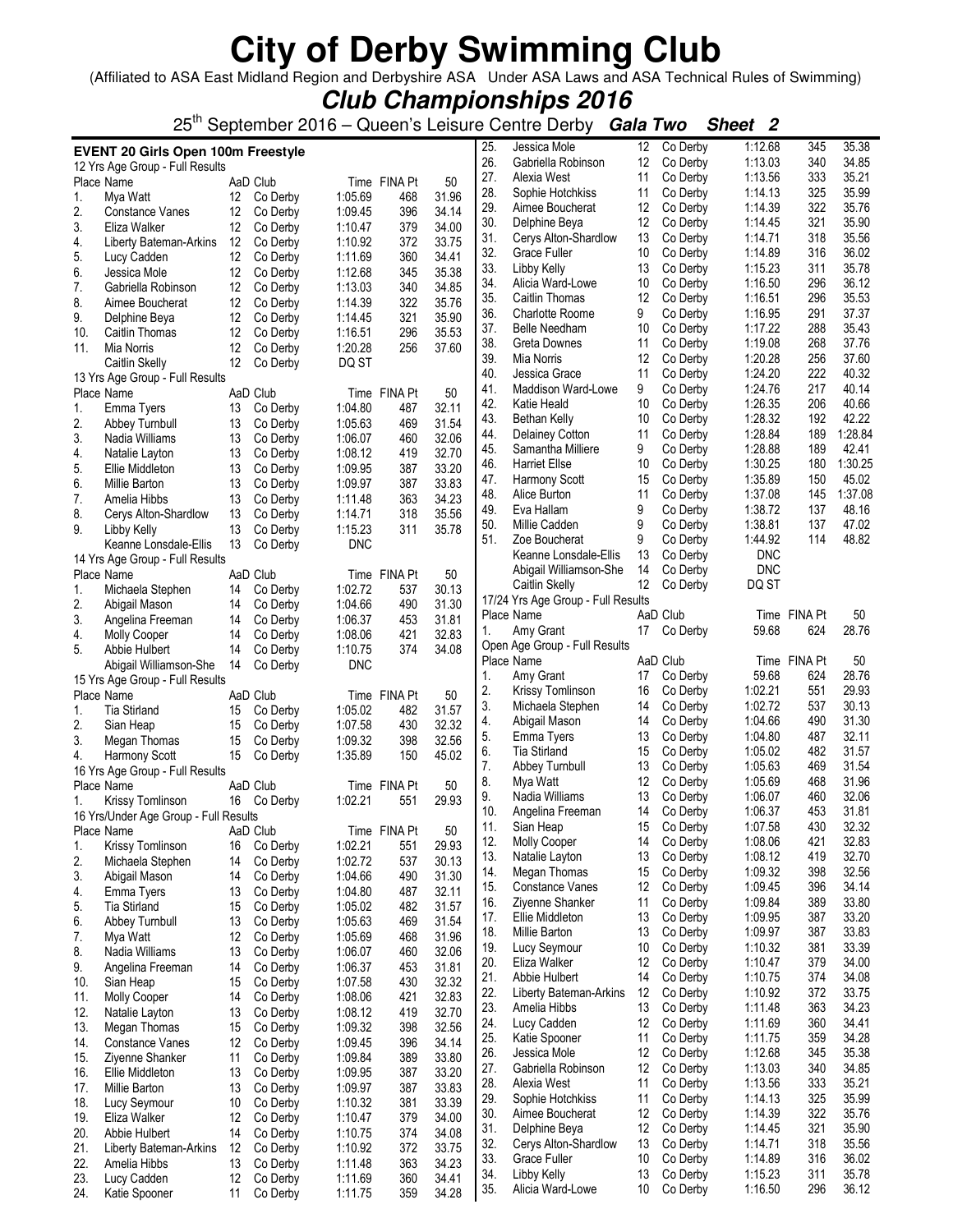# City of Derby Swimming Club

(Affiliated to ASA East Midland Region and Derbyshire ASA Under ASA Laws and ASA Technical Rules of Swimming)

## *Club Championships 2016*

25th September 2016 – Queen's Leisure Centre Derby ***Gala Two Sheet 2***

### EVENT 20 Girls Open 100m Freestyle

12 Yrs Age Group - Full Results

| Place | Name | AaD | Club | Time | FINA Pt | 50 |
|---|---|---|---|---|---|---|
| 1. | Mya Watt | 12 | Co Derby | 1:05.69 | 468 | 31.96 |
| 2. | Constance Vanes | 12 | Co Derby | 1:09.45 | 396 | 34.14 |
| 3. | Eliza Walker | 12 | Co Derby | 1:10.47 | 379 | 34.00 |
| 4. | Liberty Bateman-Arkins | 12 | Co Derby | 1:10.92 | 372 | 33.75 |
| 5. | Lucy Cadden | 12 | Co Derby | 1:11.69 | 360 | 34.41 |
| 6. | Jessica Mole | 12 | Co Derby | 1:12.68 | 345 | 35.38 |
| 7. | Gabriella Robinson | 12 | Co Derby | 1:13.03 | 340 | 34.85 |
| 8. | Aimee Boucherat | 12 | Co Derby | 1:14.39 | 322 | 35.76 |
| 9. | Delphine Beya | 12 | Co Derby | 1:14.45 | 321 | 35.90 |
| 10. | Caitlin Thomas | 12 | Co Derby | 1:16.51 | 296 | 35.53 |
| 11. | Mia Norris | 12 | Co Derby | 1:20.28 | 256 | 37.60 |
| | Caitlin Skelly | 12 | Co Derby | DQ ST | | |

13 Yrs Age Group - Full Results

| Place | Name | AaD | Club | Time | FINA Pt | 50 |
|---|---|---|---|---|---|---|
| 1. | Emma Tyers | 13 | Co Derby | 1:04.80 | 487 | 32.11 |
| 2. | Abbey Turnbull | 13 | Co Derby | 1:05.63 | 469 | 31.54 |
| 3. | Nadia Williams | 13 | Co Derby | 1:06.07 | 460 | 32.06 |
| 4. | Natalie Layton | 13 | Co Derby | 1:08.12 | 419 | 32.70 |
| 5. | Ellie Middleton | 13 | Co Derby | 1:09.95 | 387 | 33.20 |
| 6. | Millie Barton | 13 | Co Derby | 1:09.97 | 387 | 33.83 |
| 7. | Amelia Hibbs | 13 | Co Derby | 1:11.48 | 363 | 34.23 |
| 8. | Cerys Alton-Shardlow | 13 | Co Derby | 1:14.71 | 318 | 35.56 |
| 9. | Libby Kelly | 13 | Co Derby | 1:15.23 | 311 | 35.78 |
| | Keanne Lonsdale-Ellis | 13 | Co Derby | DNC | | |

14 Yrs Age Group - Full Results

| Place | Name | AaD | Club | Time | FINA Pt | 50 |
|---|---|---|---|---|---|---|
| 1. | Michaela Stephen | 14 | Co Derby | 1:02.72 | 537 | 30.13 |
| 2. | Abigail Mason | 14 | Co Derby | 1:04.66 | 490 | 31.30 |
| 3. | Angelina Freeman | 14 | Co Derby | 1:06.37 | 453 | 31.81 |
| 4. | Molly Cooper | 14 | Co Derby | 1:08.06 | 421 | 32.83 |
| 5. | Abbie Hulbert | 14 | Co Derby | 1:10.75 | 374 | 34.08 |
| | Abigail Williamson-She | 14 | Co Derby | DNC | | |

15 Yrs Age Group - Full Results

| Place | Name | AaD | Club | Time | FINA Pt | 50 |
|---|---|---|---|---|---|---|
| 1. | Tia Stirland | 15 | Co Derby | 1:05.02 | 482 | 31.57 |
| 2. | Sian Heap | 15 | Co Derby | 1:07.58 | 430 | 32.32 |
| 3. | Megan Thomas | 15 | Co Derby | 1:09.32 | 398 | 32.56 |
| 4. | Harmony Scott | 15 | Co Derby | 1:35.89 | 150 | 45.02 |

16 Yrs Age Group - Full Results

| Place | Name | AaD | Club | Time | FINA Pt | 50 |
|---|---|---|---|---|---|---|
| 1. | Krissy Tomlinson | 16 | Co Derby | 1:02.21 | 551 | 29.93 |

16 Yrs/Under Age Group - Full Results

| Place | Name | AaD | Club | Time | FINA Pt | 50 |
|---|---|---|---|---|---|---|
| 1. | Krissy Tomlinson | 16 | Co Derby | 1:02.21 | 551 | 29.93 |
| 2. | Michaela Stephen | 14 | Co Derby | 1:02.72 | 537 | 30.13 |
| 3. | Abigail Mason | 14 | Co Derby | 1:04.66 | 490 | 31.30 |
| 4. | Emma Tyers | 13 | Co Derby | 1:04.80 | 487 | 32.11 |
| 5. | Tia Stirland | 15 | Co Derby | 1:05.02 | 482 | 31.57 |
| 6. | Abbey Turnbull | 13 | Co Derby | 1:05.63 | 469 | 31.54 |
| 7. | Mya Watt | 12 | Co Derby | 1:05.69 | 468 | 31.96 |
| 8. | Nadia Williams | 13 | Co Derby | 1:06.07 | 460 | 32.06 |
| 9. | Angelina Freeman | 14 | Co Derby | 1:06.37 | 453 | 31.81 |
| 10. | Sian Heap | 15 | Co Derby | 1:07.58 | 430 | 32.32 |
| 11. | Molly Cooper | 14 | Co Derby | 1:08.06 | 421 | 32.83 |
| 12. | Natalie Layton | 13 | Co Derby | 1:08.12 | 419 | 32.70 |
| 13. | Megan Thomas | 15 | Co Derby | 1:09.32 | 398 | 32.56 |
| 14. | Constance Vanes | 12 | Co Derby | 1:09.45 | 396 | 34.14 |
| 15. | Ziyenne Shanker | 11 | Co Derby | 1:09.84 | 389 | 33.80 |
| 16. | Ellie Middleton | 13 | Co Derby | 1:09.95 | 387 | 33.20 |
| 17. | Millie Barton | 13 | Co Derby | 1:09.97 | 387 | 33.83 |
| 18. | Lucy Seymour | 10 | Co Derby | 1:10.32 | 381 | 33.39 |
| 19. | Eliza Walker | 12 | Co Derby | 1:10.47 | 379 | 34.00 |
| 20. | Abbie Hulbert | 14 | Co Derby | 1:10.75 | 374 | 34.08 |
| 21. | Liberty Bateman-Arkins | 12 | Co Derby | 1:10.92 | 372 | 33.75 |
| 22. | Amelia Hibbs | 13 | Co Derby | 1:11.48 | 363 | 34.23 |
| 23. | Lucy Cadden | 12 | Co Derby | 1:11.69 | 360 | 34.41 |
| 24. | Katie Spooner | 11 | Co Derby | 1:11.75 | 359 | 34.28 |
| 25. | Jessica Mole | 12 | Co Derby | 1:12.68 | 345 | 35.38 |
| 26. | Gabriella Robinson | 12 | Co Derby | 1:13.03 | 340 | 34.85 |
| 27. | Alexia West | 11 | Co Derby | 1:13.56 | 333 | 35.21 |
| 28. | Sophie Hotchkiss | 11 | Co Derby | 1:14.13 | 325 | 35.99 |
| 29. | Aimee Boucherat | 12 | Co Derby | 1:14.39 | 322 | 35.76 |
| 30. | Delphine Beya | 12 | Co Derby | 1:14.45 | 321 | 35.90 |
| 31. | Cerys Alton-Shardlow | 13 | Co Derby | 1:14.71 | 318 | 35.56 |
| 32. | Grace Fuller | 10 | Co Derby | 1:14.89 | 316 | 36.02 |
| 33. | Libby Kelly | 13 | Co Derby | 1:15.23 | 311 | 35.78 |
| 34. | Alicia Ward-Lowe | 10 | Co Derby | 1:16.50 | 296 | 36.12 |
| 35. | Caitlin Thomas | 12 | Co Derby | 1:16.51 | 296 | 35.53 |
| 36. | Charlotte Roome | 9 | Co Derby | 1:16.95 | 291 | 37.37 |
| 37. | Belle Needham | 10 | Co Derby | 1:17.22 | 288 | 35.43 |
| 38. | Greta Downes | 11 | Co Derby | 1:19.08 | 268 | 37.76 |
| 39. | Mia Norris | 12 | Co Derby | 1:20.28 | 256 | 37.60 |
| 40. | Jessica Grace | 11 | Co Derby | 1:24.20 | 222 | 40.32 |
| 41. | Maddison Ward-Lowe | 9 | Co Derby | 1:24.76 | 217 | 40.14 |
| 42. | Katie Heald | 10 | Co Derby | 1:26.35 | 206 | 40.66 |
| 43. | Bethan Kelly | 10 | Co Derby | 1:28.32 | 192 | 42.22 |
| 44. | Delainey Cotton | 11 | Co Derby | 1:28.84 | 189 | 1:28.84 |
| 45. | Samantha Milliere | 9 | Co Derby | 1:28.88 | 189 | 42.41 |
| 46. | Harriet Ellse | 10 | Co Derby | 1:30.25 | 180 | 1:30.25 |
| 47. | Harmony Scott | 15 | Co Derby | 1:35.89 | 150 | 45.02 |
| 48. | Alice Burton | 11 | Co Derby | 1:37.08 | 145 | 1:37.08 |
| 49. | Eva Hallam | 9 | Co Derby | 1:38.72 | 137 | 48.16 |
| 50. | Millie Cadden | 9 | Co Derby | 1:38.81 | 137 | 47.02 |
| 51. | Zoe Boucherat | 9 | Co Derby | 1:44.92 | 114 | 48.82 |
| | Keanne Lonsdale-Ellis | 13 | Co Derby | DNC | | |
| | Abigail Williamson-She | 14 | Co Derby | DNC | | |
| | Caitlin Skelly | 12 | Co Derby | DQ ST | | |

17/24 Yrs Age Group - Full Results

| Place | Name | AaD | Club | Time | FINA Pt | 50 |
|---|---|---|---|---|---|---|
| 1. | Amy Grant | 17 | Co Derby | 59.68 | 624 | 28.76 |

Open Age Group - Full Results

| Place | Name | AaD | Club | Time | FINA Pt | 50 |
|---|---|---|---|---|---|---|
| 1. | Amy Grant | 17 | Co Derby | 59.68 | 624 | 28.76 |
| 2. | Krissy Tomlinson | 16 | Co Derby | 1:02.21 | 551 | 29.93 |
| 3. | Michaela Stephen | 14 | Co Derby | 1:02.72 | 537 | 30.13 |
| 4. | Abigail Mason | 14 | Co Derby | 1:04.66 | 490 | 31.30 |
| 5. | Emma Tyers | 13 | Co Derby | 1:04.80 | 487 | 32.11 |
| 6. | Tia Stirland | 15 | Co Derby | 1:05.02 | 482 | 31.57 |
| 7. | Abbey Turnbull | 13 | Co Derby | 1:05.63 | 469 | 31.54 |
| 8. | Mya Watt | 12 | Co Derby | 1:05.69 | 468 | 31.96 |
| 9. | Nadia Williams | 13 | Co Derby | 1:06.07 | 460 | 32.06 |
| 10. | Angelina Freeman | 14 | Co Derby | 1:06.37 | 453 | 31.81 |
| 11. | Sian Heap | 15 | Co Derby | 1:07.58 | 430 | 32.32 |
| 12. | Molly Cooper | 14 | Co Derby | 1:08.06 | 421 | 32.83 |
| 13. | Natalie Layton | 13 | Co Derby | 1:08.12 | 419 | 32.70 |
| 14. | Megan Thomas | 15 | Co Derby | 1:09.32 | 398 | 32.56 |
| 15. | Constance Vanes | 12 | Co Derby | 1:09.45 | 396 | 34.14 |
| 16. | Ziyenne Shanker | 11 | Co Derby | 1:09.84 | 389 | 33.80 |
| 17. | Ellie Middleton | 13 | Co Derby | 1:09.95 | 387 | 33.20 |
| 18. | Millie Barton | 13 | Co Derby | 1:09.97 | 387 | 33.83 |
| 19. | Lucy Seymour | 10 | Co Derby | 1:10.32 | 381 | 33.39 |
| 20. | Eliza Walker | 12 | Co Derby | 1:10.47 | 379 | 34.00 |
| 21. | Abbie Hulbert | 14 | Co Derby | 1:10.75 | 374 | 34.08 |
| 22. | Liberty Bateman-Arkins | 12 | Co Derby | 1:10.92 | 372 | 33.75 |
| 23. | Amelia Hibbs | 13 | Co Derby | 1:11.48 | 363 | 34.23 |
| 24. | Lucy Cadden | 12 | Co Derby | 1:11.69 | 360 | 34.41 |
| 25. | Katie Spooner | 11 | Co Derby | 1:11.75 | 359 | 34.28 |
| 26. | Jessica Mole | 12 | Co Derby | 1:12.68 | 345 | 35.38 |
| 27. | Gabriella Robinson | 12 | Co Derby | 1:13.03 | 340 | 34.85 |
| 28. | Alexia West | 11 | Co Derby | 1:13.56 | 333 | 35.21 |
| 29. | Sophie Hotchkiss | 11 | Co Derby | 1:14.13 | 325 | 35.99 |
| 30. | Aimee Boucherat | 12 | Co Derby | 1:14.39 | 322 | 35.76 |
| 31. | Delphine Beya | 12 | Co Derby | 1:14.45 | 321 | 35.90 |
| 32. | Cerys Alton-Shardlow | 13 | Co Derby | 1:14.71 | 318 | 35.56 |
| 33. | Grace Fuller | 10 | Co Derby | 1:14.89 | 316 | 36.02 |
| 34. | Libby Kelly | 13 | Co Derby | 1:15.23 | 311 | 35.78 |
| 35. | Alicia Ward-Lowe | 10 | Co Derby | 1:16.50 | 296 | 36.12 |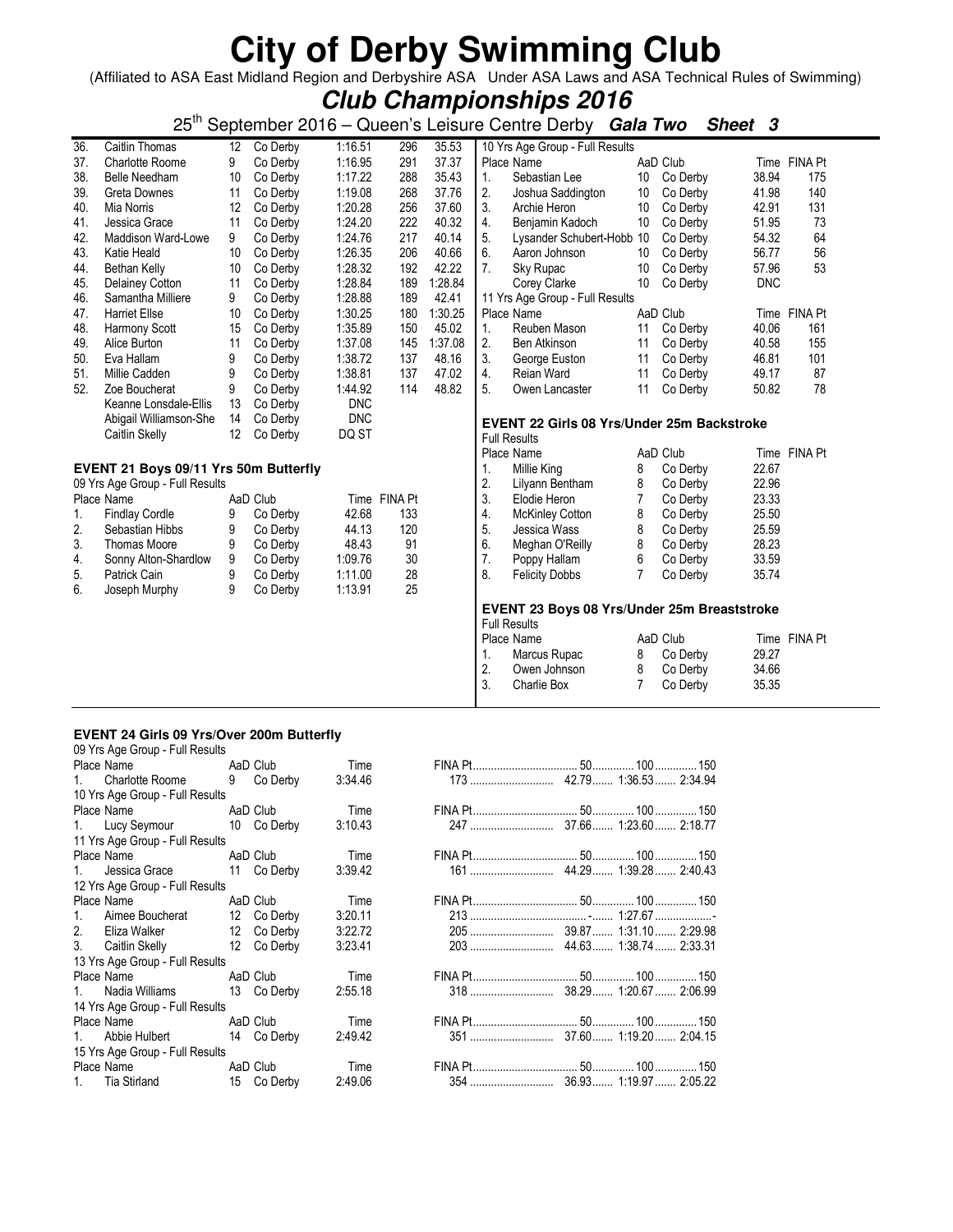# City of Derby Swimming Club

(Affiliated to ASA East Midland Region and Derbyshire ASA Under ASA Laws and ASA Technical Rules of Swimming)

## *Club Championships 2016*

25th September 2016 – Queen's Leisure Centre Derby ***Gala Two*** ***Sheet 3***

| Place | Name | AaD | Club | Time | FINA Pt | 50 |
|---|---|---|---|---|---|---|
| 36. | Caitlin Thomas | 12 | Co Derby | 1:16.51 | 296 | 35.53 |
| 37. | Charlotte Roome | 9 | Co Derby | 1:16.95 | 291 | 37.37 |
| 38. | Belle Needham | 10 | Co Derby | 1:17.22 | 288 | 35.43 |
| 39. | Greta Downes | 11 | Co Derby | 1:19.08 | 268 | 37.76 |
| 40. | Mia Norris | 12 | Co Derby | 1:20.28 | 256 | 37.60 |
| 41. | Jessica Grace | 11 | Co Derby | 1:24.20 | 222 | 40.32 |
| 42. | Maddison Ward-Lowe | 9 | Co Derby | 1:24.76 | 217 | 40.14 |
| 43. | Katie Heald | 10 | Co Derby | 1:26.35 | 206 | 40.66 |
| 44. | Bethan Kelly | 10 | Co Derby | 1:28.32 | 192 | 42.22 |
| 45. | Delainey Cotton | 11 | Co Derby | 1:28.84 | 189 | 1:28.84 |
| 46. | Samantha Milliere | 9 | Co Derby | 1:28.88 | 189 | 42.41 |
| 47. | Harriet Ellse | 10 | Co Derby | 1:30.25 | 180 | 1:30.25 |
| 48. | Harmony Scott | 15 | Co Derby | 1:35.89 | 150 | 45.02 |
| 49. | Alice Burton | 11 | Co Derby | 1:37.08 | 145 | 1:37.08 |
| 50. | Eva Hallam | 9 | Co Derby | 1:38.72 | 137 | 48.16 |
| 51. | Millie Cadden | 9 | Co Derby | 1:38.81 | 137 | 47.02 |
| 52. | Zoe Boucherat | 9 | Co Derby | 1:44.92 | 114 | 48.82 |
| | Keanne Lonsdale-Ellis | 13 | Co Derby | DNC | | |
| | Abigail Williamson-She | 14 | Co Derby | DNC | | |
| | Caitlin Skelly | 12 | Co Derby | DQ ST | | |

### EVENT 21 Boys 09/11 Yrs 50m Butterfly

09 Yrs Age Group - Full Results

| Place | Name | AaD | Club | Time | FINA Pt |
|---|---|---|---|---|---|
| 1. | Findlay Cordle | 9 | Co Derby | 42.68 | 133 |
| 2. | Sebastian Hibbs | 9 | Co Derby | 44.13 | 120 |
| 3. | Thomas Moore | 9 | Co Derby | 48.43 | 91 |
| 4. | Sonny Alton-Shardlow | 9 | Co Derby | 1:09.76 | 30 |
| 5. | Patrick Cain | 9 | Co Derby | 1:11.00 | 28 |
| 6. | Joseph Murphy | 9 | Co Derby | 1:13.91 | 25 |

10 Yrs Age Group - Full Results

| Place | Name | AaD | Club | Time | FINA Pt |
|---|---|---|---|---|---|
| 1. | Sebastian Lee | 10 | Co Derby | 38.94 | 175 |
| 2. | Joshua Saddington | 10 | Co Derby | 41.98 | 140 |
| 3. | Archie Heron | 10 | Co Derby | 42.91 | 131 |
| 4. | Benjamin Kadoch | 10 | Co Derby | 51.95 | 73 |
| 5. | Lysander Schubert-Hobb | 10 | Co Derby | 54.32 | 64 |
| 6. | Aaron Johnson | 10 | Co Derby | 56.77 | 56 |
| 7. | Sky Rupac | 10 | Co Derby | 57.96 | 53 |
| | Corey Clarke | 10 | Co Derby | DNC | |

11 Yrs Age Group - Full Results

| Place | Name | AaD | Club | Time | FINA Pt |
|---|---|---|---|---|---|
| 1. | Reuben Mason | 11 | Co Derby | 40.06 | 161 |
| 2. | Ben Atkinson | 11 | Co Derby | 40.58 | 155 |
| 3. | George Euston | 11 | Co Derby | 46.81 | 101 |
| 4. | Reian Ward | 11 | Co Derby | 49.17 | 87 |
| 5. | Owen Lancaster | 11 | Co Derby | 50.82 | 78 |

### EVENT 22 Girls 08 Yrs/Under 25m Backstroke

Full Results

| Place | Name | AaD | Club | Time | FINA Pt |
|---|---|---|---|---|---|
| 1. | Millie King | 8 | Co Derby | 22.67 | |
| 2. | Lilyann Bentham | 8 | Co Derby | 22.96 | |
| 3. | Elodie Heron | 7 | Co Derby | 23.33 | |
| 4. | McKinley Cotton | 8 | Co Derby | 25.50 | |
| 5. | Jessica Wass | 8 | Co Derby | 25.59 | |
| 6. | Meghan O'Reilly | 8 | Co Derby | 28.23 | |
| 7. | Poppy Hallam | 6 | Co Derby | 33.59 | |
| 8. | Felicity Dobbs | 7 | Co Derby | 35.74 | |

### EVENT 23 Boys 08 Yrs/Under 25m Breaststroke

Full Results

| Place | Name | AaD | Club | Time | FINA Pt |
|---|---|---|---|---|---|
| 1. | Marcus Rupac | 8 | Co Derby | 29.27 | |
| 2. | Owen Johnson | 8 | Co Derby | 34.66 | |
| 3. | Charlie Box | 7 | Co Derby | 35.35 | |

### EVENT 24 Girls 09 Yrs/Over 200m Butterfly

| Place | Name | AaD | Club | Time | FINA Pt | 50 | 100 | 150 |
|---|---|---|---|---|---|---|---|---|
| **09 Yrs Age Group - Full Results** | | | | | | | | |
| 1. | Charlotte Roome | 9 | Co Derby | 3:34.46 | 173 | 42.79 | 1:36.53 | 2:34.94 |
| **10 Yrs Age Group - Full Results** | | | | | | | | |
| 1. | Lucy Seymour | 10 | Co Derby | 3:10.43 | 247 | 37.66 | 1:23.60 | 2:18.77 |
| **11 Yrs Age Group - Full Results** | | | | | | | | |
| 1. | Jessica Grace | 11 | Co Derby | 3:39.42 | 161 | 44.29 | 1:39.28 | 2:40.43 |
| **12 Yrs Age Group - Full Results** | | | | | | | | |
| 1. | Aimee Boucherat | 12 | Co Derby | 3:20.11 | 213 | - | 1:27.67 | - |
| 2. | Eliza Walker | 12 | Co Derby | 3:22.72 | 205 | 39.87 | 1:31.10 | 2:29.98 |
| 3. | Caitlin Skelly | 12 | Co Derby | 3:23.41 | 203 | 44.63 | 1:38.74 | 2:33.31 |
| **13 Yrs Age Group - Full Results** | | | | | | | | |
| 1. | Nadia Williams | 13 | Co Derby | 2:55.18 | 318 | 38.29 | 1:20.67 | 2:06.99 |
| **14 Yrs Age Group - Full Results** | | | | | | | | |
| 1. | Abbie Hulbert | 14 | Co Derby | 2:49.42 | 351 | 37.60 | 1:19.20 | 2:04.15 |
| **15 Yrs Age Group - Full Results** | | | | | | | | |
| 1. | Tia Stirland | 15 | Co Derby | 2:49.06 | 354 | 36.93 | 1:19.97 | 2:05.22 |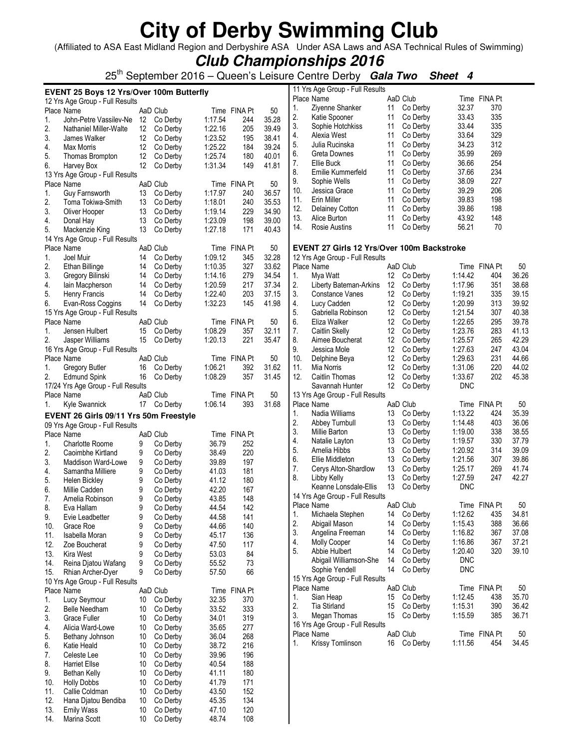# City of Derby Swimming Club

(Affiliated to ASA East Midland Region and Derbyshire ASA Under ASA Laws and ASA Technical Rules of Swimming)

## *Club Championships 2016*

25th September 2016 – Queen's Leisure Centre Derby ***Gala Two Sheet 4***

### EVENT 25 Boys 12 Yrs/Over 100m Butterfly

12 Yrs Age Group - Full Results

| Place | Name | AaD | Club | Time | FINA Pt | 50 |
|---|---|---|---|---|---|---|
| 1. | John-Petre Vassilev-Ne | 12 | Co Derby | 1:17.54 | 244 | 35.28 |
| 2. | Nathaniel Miller-Walte | 12 | Co Derby | 1:22.16 | 205 | 39.49 |
| 3. | James Walker | 12 | Co Derby | 1:23.52 | 195 | 38.41 |
| 4. | Max Morris | 12 | Co Derby | 1:25.22 | 184 | 39.24 |
| 5. | Thomas Brompton | 12 | Co Derby | 1:25.74 | 180 | 40.01 |
| 6. | Harvey Box | 12 | Co Derby | 1:31.34 | 149 | 41.81 |

13 Yrs Age Group - Full Results

| Place | Name | AaD | Club | Time | FINA Pt | 50 |
|---|---|---|---|---|---|---|
| 1. | Guy Farnsworth | 13 | Co Derby | 1:17.97 | 240 | 36.57 |
| 2. | Toma Tokiwa-Smith | 13 | Co Derby | 1:18.01 | 240 | 35.53 |
| 3. | Oliver Hooper | 13 | Co Derby | 1:19.14 | 229 | 34.90 |
| 4. | Donal Hay | 13 | Co Derby | 1:23.09 | 198 | 39.00 |
| 5. | Mackenzie King | 13 | Co Derby | 1:27.18 | 171 | 40.43 |

14 Yrs Age Group - Full Results

| Place | Name | AaD | Club | Time | FINA Pt | 50 |
|---|---|---|---|---|---|---|
| 1. | Joel Muir | 14 | Co Derby | 1:09.12 | 345 | 32.28 |
| 2. | Ethan Billinge | 14 | Co Derby | 1:10.35 | 327 | 33.62 |
| 3. | Gregory Bilinski | 14 | Co Derby | 1:14.16 | 279 | 34.54 |
| 4. | Iain Macpherson | 14 | Co Derby | 1:20.59 | 217 | 37.34 |
| 5. | Henry Francis | 14 | Co Derby | 1:22.40 | 203 | 37.15 |
| 6. | Evan-Ross Coggins | 14 | Co Derby | 1:32.23 | 145 | 41.98 |

15 Yrs Age Group - Full Results

| Place | Name | AaD | Club | Time | FINA Pt | 50 |
|---|---|---|---|---|---|---|
| 1. | Jensen Hulbert | 15 | Co Derby | 1:08.29 | 357 | 32.11 |
| 2. | Jasper Williams | 15 | Co Derby | 1:20.13 | 221 | 35.47 |

16 Yrs Age Group - Full Results

| Place | Name | AaD | Club | Time | FINA Pt | 50 |
|---|---|---|---|---|---|---|
| 1. | Gregory Butler | 16 | Co Derby | 1:06.21 | 392 | 31.62 |
| 2. | Edmund Spink | 16 | Co Derby | 1:08.29 | 357 | 31.45 |

17/24 Yrs Age Group - Full Results

| Place | Name | AaD | Club | Time | FINA Pt | 50 |
|---|---|---|---|---|---|---|
| 1. | Kyle Swannick | 17 | Co Derby | 1:06.14 | 393 | 31.68 |

### EVENT 26 Girls 09/11 Yrs 50m Freestyle

09 Yrs Age Group - Full Results

| Place | Name | AaD | Club | Time | FINA Pt |
|---|---|---|---|---|---|
| 1. | Charlotte Roome | 9 | Co Derby | 36.79 | 252 |
| 2. | Caoimbhe Kirtland | 9 | Co Derby | 38.49 | 220 |
| 3. | Maddison Ward-Lowe | 9 | Co Derby | 39.89 | 197 |
| 4. | Samantha Milliere | 9 | Co Derby | 41.03 | 181 |
| 5. | Helen Bickley | 9 | Co Derby | 41.12 | 180 |
| 6. | Millie Cadden | 9 | Co Derby | 42.20 | 167 |
| 7. | Amelia Robinson | 9 | Co Derby | 43.85 | 148 |
| 8. | Eva Hallam | 9 | Co Derby | 44.54 | 142 |
| 9. | Evie Leadbetter | 9 | Co Derby | 44.58 | 141 |
| 10. | Grace Roe | 9 | Co Derby | 44.66 | 140 |
| 11. | Isabella Moran | 9 | Co Derby | 45.17 | 136 |
| 12. | Zoe Boucherat | 9 | Co Derby | 47.50 | 117 |
| 13. | Kira West | 9 | Co Derby | 53.03 | 84 |
| 14. | Reina Djatou Wafang | 9 | Co Derby | 55.52 | 73 |
| 15. | Rhian Archer-Dyer | 9 | Co Derby | 57.50 | 66 |

10 Yrs Age Group - Full Results

| Place | Name | AaD | Club | Time | FINA Pt |
|---|---|---|---|---|---|
| 1. | Lucy Seymour | 10 | Co Derby | 32.35 | 370 |
| 2. | Belle Needham | 10 | Co Derby | 33.52 | 333 |
| 3. | Grace Fuller | 10 | Co Derby | 34.01 | 319 |
| 4. | Alicia Ward-Lowe | 10 | Co Derby | 35.65 | 277 |
| 5. | Bethany Johnson | 10 | Co Derby | 36.04 | 268 |
| 6. | Katie Heald | 10 | Co Derby | 38.72 | 216 |
| 7. | Celeste Lee | 10 | Co Derby | 39.96 | 196 |
| 8. | Harriet Ellse | 10 | Co Derby | 40.54 | 188 |
| 9. | Bethan Kelly | 10 | Co Derby | 41.11 | 180 |
| 10. | Holly Dobbs | 10 | Co Derby | 41.79 | 171 |
| 11. | Callie Coldman | 10 | Co Derby | 43.50 | 152 |
| 12. | Hana Djatou Bendiba | 10 | Co Derby | 45.35 | 134 |
| 13. | Emily Wass | 10 | Co Derby | 47.10 | 120 |
| 14. | Marina Scott | 10 | Co Derby | 48.74 | 108 |

11 Yrs Age Group - Full Results

| Place | Name | AaD | Club | Time | FINA Pt |
|---|---|---|---|---|---|
| 1. | Ziyenne Shanker | 11 | Co Derby | 32.37 | 370 |
| 2. | Katie Spooner | 11 | Co Derby | 33.43 | 335 |
| 3. | Sophie Hotchkiss | 11 | Co Derby | 33.44 | 335 |
| 4. | Alexia West | 11 | Co Derby | 33.64 | 329 |
| 5. | Julia Rucinska | 11 | Co Derby | 34.23 | 312 |
| 6. | Greta Downes | 11 | Co Derby | 35.99 | 269 |
| 7. | Ellie Buck | 11 | Co Derby | 36.66 | 254 |
| 8. | Emilie Kummerfeld | 11 | Co Derby | 37.66 | 234 |
| 9. | Sophie Wells | 11 | Co Derby | 38.09 | 227 |
| 10. | Jessica Grace | 11 | Co Derby | 39.29 | 206 |
| 11. | Erin Miller | 11 | Co Derby | 39.83 | 198 |
| 12. | Delainey Cotton | 11 | Co Derby | 39.86 | 198 |
| 13. | Alice Burton | 11 | Co Derby | 43.92 | 148 |
| 14. | Rosie Austins | 11 | Co Derby | 56.21 | 70 |

### EVENT 27 Girls 12 Yrs/Over 100m Backstroke

12 Yrs Age Group - Full Results

| Place | Name | AaD | Club | Time | FINA Pt | 50 |
|---|---|---|---|---|---|---|
| 1. | Mya Watt | 12 | Co Derby | 1:14.42 | 404 | 36.26 |
| 2. | Liberty Bateman-Arkins | 12 | Co Derby | 1:17.96 | 351 | 38.68 |
| 3. | Constance Vanes | 12 | Co Derby | 1:19.21 | 335 | 39.15 |
| 4. | Lucy Cadden | 12 | Co Derby | 1:20.99 | 313 | 39.92 |
| 5. | Gabriella Robinson | 12 | Co Derby | 1:21.54 | 307 | 40.38 |
| 6. | Eliza Walker | 12 | Co Derby | 1:22.65 | 295 | 39.78 |
| 7. | Caitlin Skelly | 12 | Co Derby | 1:23.76 | 283 | 41.13 |
| 8. | Aimee Boucherat | 12 | Co Derby | 1:25.57 | 265 | 42.29 |
| 9. | Jessica Mole | 12 | Co Derby | 1:27.63 | 247 | 43.04 |
| 10. | Delphine Beya | 12 | Co Derby | 1:29.63 | 231 | 44.66 |
| 11. | Mia Norris | 12 | Co Derby | 1:31.06 | 220 | 44.02 |
| 12. | Caitlin Thomas | 12 | Co Derby | 1:33.67 | 202 | 45.38 |
| | Savannah Hunter | 12 | Co Derby | DNC | | |

13 Yrs Age Group - Full Results

| Place | Name | AaD | Club | Time | FINA Pt | 50 |
|---|---|---|---|---|---|---|
| 1. | Nadia Williams | 13 | Co Derby | 1:13.22 | 424 | 35.39 |
| 2. | Abbey Turnbull | 13 | Co Derby | 1:14.48 | 403 | 36.06 |
| 3. | Millie Barton | 13 | Co Derby | 1:19.00 | 338 | 38.55 |
| 4. | Natalie Layton | 13 | Co Derby | 1:19.57 | 330 | 37.79 |
| 5. | Amelia Hibbs | 13 | Co Derby | 1:20.92 | 314 | 39.09 |
| 6. | Ellie Middleton | 13 | Co Derby | 1:21.56 | 307 | 39.86 |
| 7. | Cerys Alton-Shardlow | 13 | Co Derby | 1:25.17 | 269 | 41.74 |
| 8. | Libby Kelly | 13 | Co Derby | 1:27.59 | 247 | 42.27 |
| | Keanne Lonsdale-Ellis | 13 | Co Derby | DNC | | |

14 Yrs Age Group - Full Results

| Place | Name | AaD | Club | Time | FINA Pt | 50 |
|---|---|---|---|---|---|---|
| 1. | Michaela Stephen | 14 | Co Derby | 1:12.62 | 435 | 34.81 |
| 2. | Abigail Mason | 14 | Co Derby | 1:15.43 | 388 | 36.66 |
| 3. | Angelina Freeman | 14 | Co Derby | 1:16.82 | 367 | 37.08 |
| 4. | Molly Cooper | 14 | Co Derby | 1:16.86 | 367 | 37.21 |
| 5. | Abbie Hulbert | 14 | Co Derby | 1:20.40 | 320 | 39.10 |
| | Abigail Williamson-She | 14 | Co Derby | DNC | | |
| | Sophie Yendell | 14 | Co Derby | DNC | | |

15 Yrs Age Group - Full Results

| Place | Name | AaD | Club | Time | FINA Pt | 50 |
|---|---|---|---|---|---|---|
| 1. | Sian Heap | 15 | Co Derby | 1:12.45 | 438 | 35.70 |
| 2. | Tia Stirland | 15 | Co Derby | 1:15.31 | 390 | 36.42 |
| 3. | Megan Thomas | 15 | Co Derby | 1:15.59 | 385 | 36.71 |

16 Yrs Age Group - Full Results

| Place | Name | AaD | Club | Time | FINA Pt | 50 |
|---|---|---|---|---|---|---|
| 1. | Krissy Tomlinson | 16 | Co Derby | 1:11.56 | 454 | 34.45 |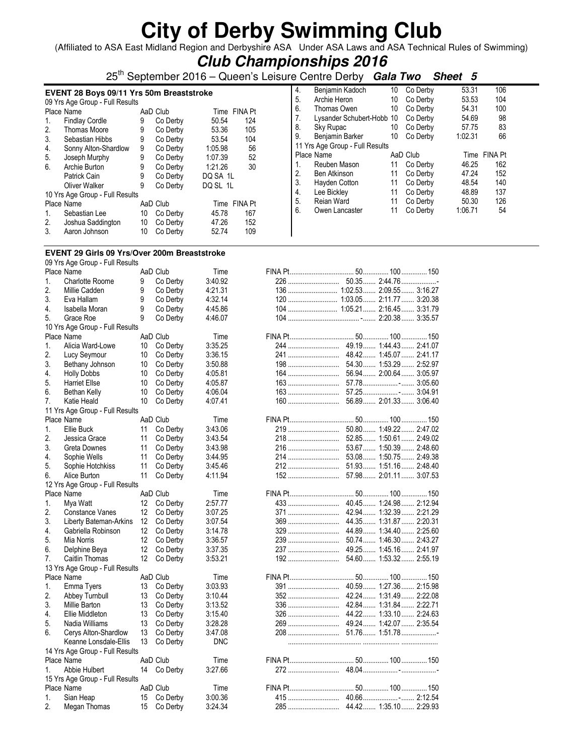# City of Derby Swimming Club

(Affiliated to ASA East Midland Region and Derbyshire ASA Under ASA Laws and ASA Technical Rules of Swimming)

## *Club Championships 2016*

25th September 2016 – Queen's Leisure Centre Derby ***Gala Two Sheet 5***

### EVENT 28 Boys 09/11 Yrs 50m Breaststroke

09 Yrs Age Group - Full Results

| Place | Name | AaD | Club | Time | FINA Pt |
|---|---|---|---|---|---|
| 1. | Findlay Cordle | 9 | Co Derby | 50.54 | 124 |
| 2. | Thomas Moore | 9 | Co Derby | 53.36 | 105 |
| 3. | Sebastian Hibbs | 9 | Co Derby | 53.54 | 104 |
| 4. | Sonny Alton-Shardlow | 9 | Co Derby | 1:05.98 | 56 |
| 5. | Joseph Murphy | 9 | Co Derby | 1:07.39 | 52 |
| 6. | Archie Burton | 9 | Co Derby | 1:21.26 | 30 |
| | Patrick Cain | 9 | Co Derby | DQ SA 1L | |
| | Oliver Walker | 9 | Co Derby | DQ SL 1L | |

10 Yrs Age Group - Full Results

| Place | Name | AaD | Club | Time | FINA Pt |
|---|---|---|---|---|---|
| 1. | Sebastian Lee | 10 | Co Derby | 45.78 | 167 |
| 2. | Joshua Saddington | 10 | Co Derby | 47.26 | 152 |
| 3. | Aaron Johnson | 10 | Co Derby | 52.74 | 109 |
| 4. | Benjamin Kadoch | 10 | Co Derby | 53.31 | 106 |
| 5. | Archie Heron | 10 | Co Derby | 53.53 | 104 |
| 6. | Thomas Owen | 10 | Co Derby | 54.31 | 100 |
| 7. | Lysander Schubert-Hobb | 10 | Co Derby | 54.69 | 98 |
| 8. | Sky Rupac | 10 | Co Derby | 57.75 | 83 |
| 9. | Benjamin Barker | 10 | Co Derby | 1:02.31 | 66 |

11 Yrs Age Group - Full Results

| Place | Name | AaD | Club | Time | FINA Pt |
|---|---|---|---|---|---|
| 1. | Reuben Mason | 11 | Co Derby | 46.25 | 162 |
| 2. | Ben Atkinson | 11 | Co Derby | 47.24 | 152 |
| 3. | Hayden Cotton | 11 | Co Derby | 48.54 | 140 |
| 4. | Lee Bickley | 11 | Co Derby | 48.89 | 137 |
| 5. | Reian Ward | 11 | Co Derby | 50.30 | 126 |
| 6. | Owen Lancaster | 11 | Co Derby | 1:06.71 | 54 |

### EVENT 29 Girls 09 Yrs/Over 200m Breaststroke

09 Yrs Age Group - Full Results

| Place | Name | AaD | Club | Time | FINA Pt | 50 | 100 | 150 |
|---|---|---|---|---|---|---|---|---|
| 1. | Charlotte Roome | 9 | Co Derby | 3:40.92 | 226 | 50.35 | 2:44.76 | - |
| 2. | Millie Cadden | 9 | Co Derby | 4:21.31 | 136 | 1:02.53 | 2:09.55 | 3:16.27 |
| 3. | Eva Hallam | 9 | Co Derby | 4:32.14 | 120 | 1:03.05 | 2:11.77 | 3:20.38 |
| 4. | Isabella Moran | 9 | Co Derby | 4:45.86 | 104 | 1:05.21 | 2:16.45 | 3:31.79 |
| 5. | Grace Roe | 9 | Co Derby | 4:46.07 | 104 | - | 2:20.38 | 3:35.57 |

10 Yrs Age Group - Full Results

| Place | Name | AaD | Club | Time | FINA Pt | 50 | 100 | 150 |
|---|---|---|---|---|---|---|---|---|
| 1. | Alicia Ward-Lowe | 10 | Co Derby | 3:35.25 | 244 | 49.19 | 1:44.43 | 2:41.07 |
| 2. | Lucy Seymour | 10 | Co Derby | 3:36.15 | 241 | 48.42 | 1:45.07 | 2:41.17 |
| 3. | Bethany Johnson | 10 | Co Derby | 3:50.88 | 198 | 54.30 | 1:53.29 | 2:52.97 |
| 4. | Holly Dobbs | 10 | Co Derby | 4:05.81 | 164 | 56.94 | 2:00.64 | 3:05.97 |
| 5. | Harriet Ellse | 10 | Co Derby | 4:05.87 | 163 | 57.78 | - | 3:05.60 |
| 6. | Bethan Kelly | 10 | Co Derby | 4:06.04 | 163 | 57.25 | - | 3:04.91 |
| 7. | Katie Heald | 10 | Co Derby | 4:07.41 | 160 | 56.89 | 2:01.33 | 3:06.40 |

11 Yrs Age Group - Full Results

| Place | Name | AaD | Club | Time | FINA Pt | 50 | 100 | 150 |
|---|---|---|---|---|---|---|---|---|
| 1. | Ellie Buck | 11 | Co Derby | 3:43.06 | 219 | 50.80 | 1:49.22 | 2:47.02 |
| 2. | Jessica Grace | 11 | Co Derby | 3:43.54 | 218 | 52.85 | 1:50.61 | 2:49.02 |
| 3. | Greta Downes | 11 | Co Derby | 3:43.98 | 216 | 53.67 | 1:50.39 | 2:48.60 |
| 4. | Sophie Wells | 11 | Co Derby | 3:44.95 | 214 | 53.08 | 1:50.75 | 2:49.38 |
| 5. | Sophie Hotchkiss | 11 | Co Derby | 3:45.46 | 212 | 51.93 | 1:51.16 | 2:48.40 |
| 6. | Alice Burton | 11 | Co Derby | 4:11.94 | 152 | 57.98 | 2:01.11 | 3:07.53 |

12 Yrs Age Group - Full Results

| Place | Name | AaD | Club | Time | FINA Pt | 50 | 100 | 150 |
|---|---|---|---|---|---|---|---|---|
| 1. | Mya Watt | 12 | Co Derby | 2:57.77 | 433 | 40.45 | 1:24.98 | 2:12.94 |
| 2. | Constance Vanes | 12 | Co Derby | 3:07.25 | 371 | 42.94 | 1:32.39 | 2:21.29 |
| 3. | Liberty Bateman-Arkins | 12 | Co Derby | 3:07.54 | 369 | 44.35 | 1:31.87 | 2:20.31 |
| 4. | Gabriella Robinson | 12 | Co Derby | 3:14.78 | 329 | 44.89 | 1:34.40 | 2:25.60 |
| 5. | Mia Norris | 12 | Co Derby | 3:36.57 | 239 | 50.74 | 1:46.30 | 2:43.27 |
| 6. | Delphine Beya | 12 | Co Derby | 3:37.35 | 237 | 49.25 | 1:45.16 | 2:41.97 |
| 7. | Caitlin Thomas | 12 | Co Derby | 3:53.21 | 192 | 54.60 | 1:53.32 | 2:55.19 |

13 Yrs Age Group - Full Results

| Place | Name | AaD | Club | Time | FINA Pt | 50 | 100 | 150 |
|---|---|---|---|---|---|---|---|---|
| 1. | Emma Tyers | 13 | Co Derby | 3:03.93 | 391 | 40.59 | 1:27.36 | 2:15.98 |
| 2. | Abbey Turnbull | 13 | Co Derby | 3:10.44 | 352 | 42.24 | 1:31.49 | 2:22.08 |
| 3. | Millie Barton | 13 | Co Derby | 3:13.52 | 336 | 42.84 | 1:31.84 | 2:22.71 |
| 4. | Ellie Middleton | 13 | Co Derby | 3:15.40 | 326 | 44.22 | 1:33.10 | 2:24.63 |
| 5. | Nadia Williams | 13 | Co Derby | 3:28.28 | 269 | 49.24 | 1:42.07 | 2:35.54 |
| 6. | Cerys Alton-Shardlow | 13 | Co Derby | 3:47.08 | 208 | 51.76 | 1:51.78 | - |
| | Keanne Lonsdale-Ellis | 13 | Co Derby | DNC | | | | |

14 Yrs Age Group - Full Results

| Place | Name | AaD | Club | Time | FINA Pt | 50 | 100 | 150 |
|---|---|---|---|---|---|---|---|---|
| 1. | Abbie Hulbert | 14 | Co Derby | 3:27.66 | 272 | 48.04 | - | - |

15 Yrs Age Group - Full Results

| Place | Name | AaD | Club | Time | FINA Pt | 50 | 100 | 150 |
|---|---|---|---|---|---|---|---|---|
| 1. | Sian Heap | 15 | Co Derby | 3:00.36 | 415 | 40.66 | - | 2:12.54 |
| 2. | Megan Thomas | 15 | Co Derby | 3:24.34 | 285 | 44.42 | 1:35.10 | 2:29.93 |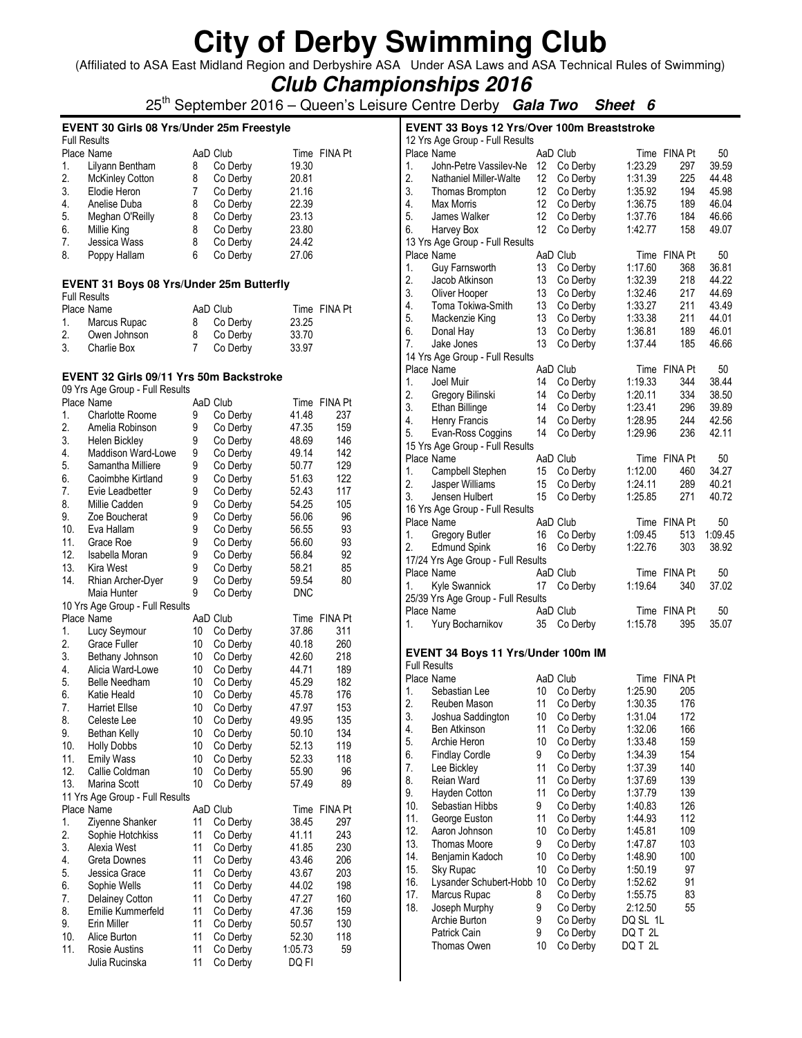# City of Derby Swimming Club

(Affiliated to ASA East Midland Region and Derbyshire ASA Under ASA Laws and ASA Technical Rules of Swimming)

## *Club Championships 2016*

25th September 2016 – Queen's Leisure Centre Derby ***Gala Two Sheet 6***

### EVENT 30 Girls 08 Yrs/Under 25m Freestyle

Full Results

| Place | Name | AaD | Club | Time | FINA Pt |
|---|---|---|---|---|---|
| 1. | Lilyann Bentham | 8 | Co Derby | 19.30 | |
| 2. | McKinley Cotton | 8 | Co Derby | 20.81 | |
| 3. | Elodie Heron | 7 | Co Derby | 21.16 | |
| 4. | Anelise Duba | 8 | Co Derby | 22.39 | |
| 5. | Meghan O'Reilly | 8 | Co Derby | 23.13 | |
| 6. | Millie King | 8 | Co Derby | 23.80 | |
| 7. | Jessica Wass | 8 | Co Derby | 24.42 | |
| 8. | Poppy Hallam | 6 | Co Derby | 27.06 | |

### EVENT 31 Boys 08 Yrs/Under 25m Butterfly

Full Results

| Place | Name | AaD | Club | Time | FINA Pt |
|---|---|---|---|---|---|
| 1. | Marcus Rupac | 8 | Co Derby | 23.25 | |
| 2. | Owen Johnson | 8 | Co Derby | 33.70 | |
| 3. | Charlie Box | 7 | Co Derby | 33.97 | |

### EVENT 32 Girls 09/11 Yrs 50m Backstroke

09 Yrs Age Group - Full Results

| Place | Name | AaD | Club | Time | FINA Pt |
|---|---|---|---|---|---|
| 1. | Charlotte Roome | 9 | Co Derby | 41.48 | 237 |
| 2. | Amelia Robinson | 9 | Co Derby | 47.35 | 159 |
| 3. | Helen Bickley | 9 | Co Derby | 48.69 | 146 |
| 4. | Maddison Ward-Lowe | 9 | Co Derby | 49.14 | 142 |
| 5. | Samantha Milliere | 9 | Co Derby | 50.77 | 129 |
| 6. | Caoimbhe Kirtland | 9 | Co Derby | 51.63 | 122 |
| 7. | Evie Leadbetter | 9 | Co Derby | 52.43 | 117 |
| 8. | Millie Cadden | 9 | Co Derby | 54.25 | 105 |
| 9. | Zoe Boucherat | 9 | Co Derby | 56.06 | 96 |
| 10. | Eva Hallam | 9 | Co Derby | 56.55 | 93 |
| 11. | Grace Roe | 9 | Co Derby | 56.60 | 93 |
| 12. | Isabella Moran | 9 | Co Derby | 56.84 | 92 |
| 13. | Kira West | 9 | Co Derby | 58.21 | 85 |
| 14. | Rhian Archer-Dyer | 9 | Co Derby | 59.54 | 80 |
| | Maia Hunter | 9 | Co Derby | DNC | |

10 Yrs Age Group - Full Results

| Place | Name | AaD | Club | Time | FINA Pt |
|---|---|---|---|---|---|
| 1. | Lucy Seymour | 10 | Co Derby | 37.86 | 311 |
| 2. | Grace Fuller | 10 | Co Derby | 40.18 | 260 |
| 3. | Bethany Johnson | 10 | Co Derby | 42.60 | 218 |
| 4. | Alicia Ward-Lowe | 10 | Co Derby | 44.71 | 189 |
| 5. | Belle Needham | 10 | Co Derby | 45.29 | 182 |
| 6. | Katie Heald | 10 | Co Derby | 45.78 | 176 |
| 7. | Harriet Ellse | 10 | Co Derby | 47.97 | 153 |
| 8. | Celeste Lee | 10 | Co Derby | 49.95 | 135 |
| 9. | Bethan Kelly | 10 | Co Derby | 50.10 | 134 |
| 10. | Holly Dobbs | 10 | Co Derby | 52.13 | 119 |
| 11. | Emily Wass | 10 | Co Derby | 52.33 | 118 |
| 12. | Callie Coldman | 10 | Co Derby | 55.90 | 96 |
| 13. | Marina Scott | 10 | Co Derby | 57.49 | 89 |

11 Yrs Age Group - Full Results

| Place | Name | AaD | Club | Time | FINA Pt |
|---|---|---|---|---|---|
| 1. | Ziyenne Shanker | 11 | Co Derby | 38.45 | 297 |
| 2. | Sophie Hotchkiss | 11 | Co Derby | 41.11 | 243 |
| 3. | Alexia West | 11 | Co Derby | 41.85 | 230 |
| 4. | Greta Downes | 11 | Co Derby | 43.46 | 206 |
| 5. | Jessica Grace | 11 | Co Derby | 43.67 | 203 |
| 6. | Sophie Wells | 11 | Co Derby | 44.02 | 198 |
| 7. | Delainey Cotton | 11 | Co Derby | 47.27 | 160 |
| 8. | Emilie Kummerfeld | 11 | Co Derby | 47.36 | 159 |
| 9. | Erin Miller | 11 | Co Derby | 50.57 | 130 |
| 10. | Alice Burton | 11 | Co Derby | 52.30 | 118 |
| 11. | Rosie Austins | 11 | Co Derby | 1:05.73 | 59 |
| | Julia Rucinska | 11 | Co Derby | DQ FI | |

### EVENT 33 Boys 12 Yrs/Over 100m Breaststroke

12 Yrs Age Group - Full Results

| Place | Name | AaD | Club | Time | FINA Pt | 50 |
|---|---|---|---|---|---|---|
| 1. | John-Petre Vassilev-Ne | 12 | Co Derby | 1:23.29 | 297 | 39.59 |
| 2. | Nathaniel Miller-Walte | 12 | Co Derby | 1:31.39 | 225 | 44.48 |
| 3. | Thomas Brompton | 12 | Co Derby | 1:35.92 | 194 | 45.98 |
| 4. | Max Morris | 12 | Co Derby | 1:36.75 | 189 | 46.04 |
| 5. | James Walker | 12 | Co Derby | 1:37.76 | 184 | 46.66 |
| 6. | Harvey Box | 12 | Co Derby | 1:42.77 | 158 | 49.07 |

13 Yrs Age Group - Full Results

| Place | Name | AaD | Club | Time | FINA Pt | 50 |
|---|---|---|---|---|---|---|
| 1. | Guy Farnsworth | 13 | Co Derby | 1:17.60 | 368 | 36.81 |
| 2. | Jacob Atkinson | 13 | Co Derby | 1:32.39 | 218 | 44.22 |
| 3. | Oliver Hooper | 13 | Co Derby | 1:32.46 | 217 | 44.69 |
| 4. | Toma Tokiwa-Smith | 13 | Co Derby | 1:33.27 | 211 | 43.49 |
| 5. | Mackenzie King | 13 | Co Derby | 1:33.38 | 211 | 44.01 |
| 6. | Donal Hay | 13 | Co Derby | 1:36.81 | 189 | 46.01 |
| 7. | Jake Jones | 13 | Co Derby | 1:37.44 | 185 | 46.66 |

14 Yrs Age Group - Full Results

| Place | Name | AaD | Club | Time | FINA Pt | 50 |
|---|---|---|---|---|---|---|
| 1. | Joel Muir | 14 | Co Derby | 1:19.33 | 344 | 38.44 |
| 2. | Gregory Bilinski | 14 | Co Derby | 1:20.11 | 334 | 38.50 |
| 3. | Ethan Billinge | 14 | Co Derby | 1:23.41 | 296 | 39.89 |
| 4. | Henry Francis | 14 | Co Derby | 1:28.95 | 244 | 42.56 |
| 5. | Evan-Ross Coggins | 14 | Co Derby | 1:29.96 | 236 | 42.11 |

15 Yrs Age Group - Full Results

| Place | Name | AaD | Club | Time | FINA Pt | 50 |
|---|---|---|---|---|---|---|
| 1. | Campbell Stephen | 15 | Co Derby | 1:12.00 | 460 | 34.27 |
| 2. | Jasper Williams | 15 | Co Derby | 1:24.11 | 289 | 40.21 |
| 3. | Jensen Hulbert | 15 | Co Derby | 1:25.85 | 271 | 40.72 |

16 Yrs Age Group - Full Results

| Place | Name | AaD | Club | Time | FINA Pt | 50 |
|---|---|---|---|---|---|---|
| 1. | Gregory Butler | 16 | Co Derby | 1:09.45 | 513 | 1:09.45 |
| 2. | Edmund Spink | 16 | Co Derby | 1:22.76 | 303 | 38.92 |

17/24 Yrs Age Group - Full Results

| Place | Name | AaD | Club | Time | FINA Pt | 50 |
|---|---|---|---|---|---|---|
| 1. | Kyle Swannick | 17 | Co Derby | 1:19.64 | 340 | 37.02 |

25/39 Yrs Age Group - Full Results

| Place | Name | AaD | Club | Time | FINA Pt | 50 |
|---|---|---|---|---|---|---|
| 1. | Yury Bocharnikov | 35 | Co Derby | 1:15.78 | 395 | 35.07 |

### EVENT 34 Boys 11 Yrs/Under 100m IM

Full Results

| Place | Name | AaD | Club | Time | FINA Pt |
|---|---|---|---|---|---|
| 1. | Sebastian Lee | 10 | Co Derby | 1:25.90 | 205 |
| 2. | Reuben Mason | 11 | Co Derby | 1:30.35 | 176 |
| 3. | Joshua Saddington | 10 | Co Derby | 1:31.04 | 172 |
| 4. | Ben Atkinson | 11 | Co Derby | 1:32.06 | 166 |
| 5. | Archie Heron | 10 | Co Derby | 1:33.48 | 159 |
| 6. | Findlay Cordle | 9 | Co Derby | 1:34.39 | 154 |
| 7. | Lee Bickley | 11 | Co Derby | 1:37.39 | 140 |
| 8. | Reian Ward | 11 | Co Derby | 1:37.69 | 139 |
| 9. | Hayden Cotton | 11 | Co Derby | 1:37.79 | 139 |
| 10. | Sebastian Hibbs | 9 | Co Derby | 1:40.83 | 126 |
| 11. | George Euston | 11 | Co Derby | 1:44.93 | 112 |
| 12. | Aaron Johnson | 10 | Co Derby | 1:45.81 | 109 |
| 13. | Thomas Moore | 9 | Co Derby | 1:47.87 | 103 |
| 14. | Benjamin Kadoch | 10 | Co Derby | 1:48.90 | 100 |
| 15. | Sky Rupac | 10 | Co Derby | 1:50.19 | 97 |
| 16. | Lysander Schubert-Hobb | 10 | Co Derby | 1:52.62 | 91 |
| 17. | Marcus Rupac | 8 | Co Derby | 1:55.75 | 83 |
| 18. | Joseph Murphy | 9 | Co Derby | 2:12.50 | 55 |
| | Archie Burton | 9 | Co Derby | DQ SL 1L | |
| | Patrick Cain | 9 | Co Derby | DQ T 2L | |
| | Thomas Owen | 10 | Co Derby | DQ T 2L | |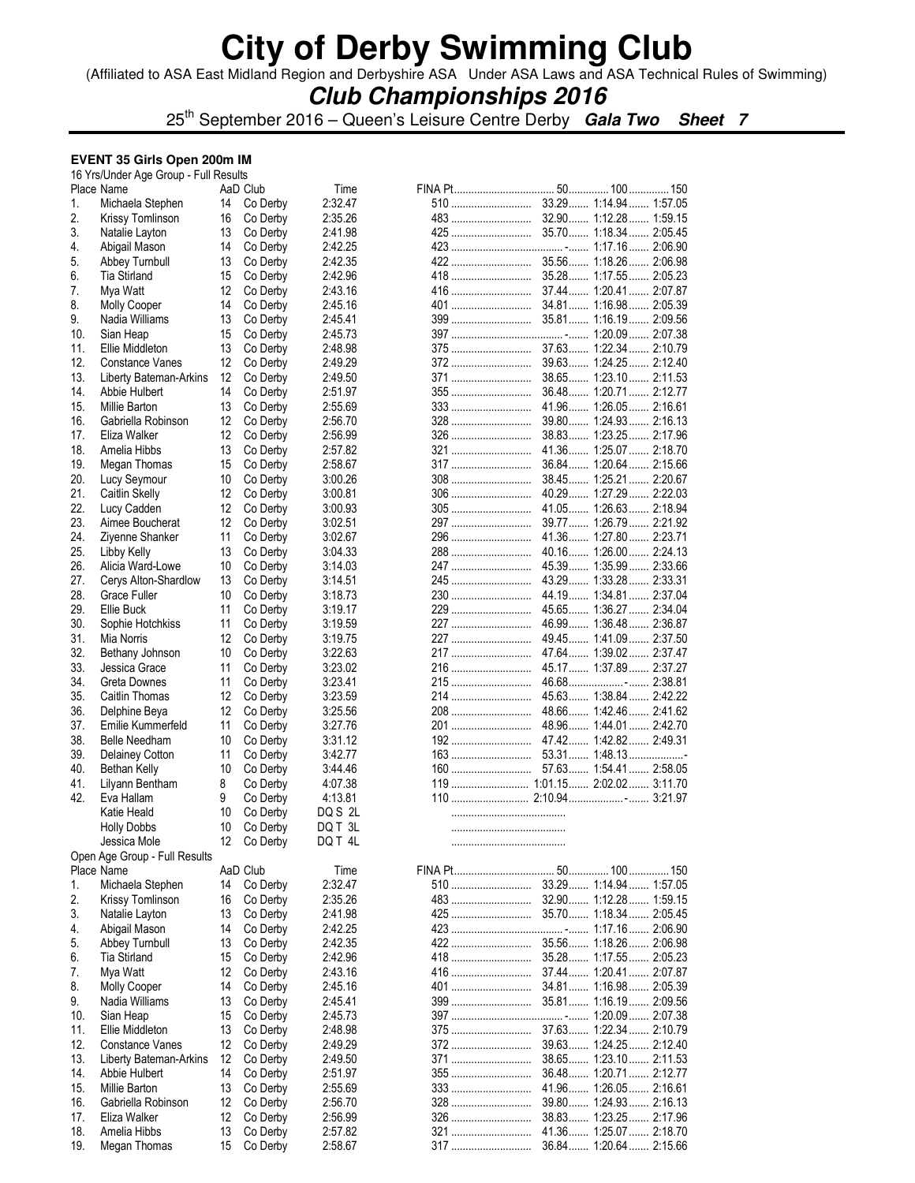# City of Derby Swimming Club

(Affiliated to ASA East Midland Region and Derbyshire ASA Under ASA Laws and ASA Technical Rules of Swimming)

## *Club Championships 2016*

25th September 2016 – Queen's Leisure Centre Derby ***Gala Two Sheet 7***

### EVENT 35 Girls Open 200m IM

16 Yrs/Under Age Group - Full Results

| Place | Name | AaD | Club | Time | FINA Pt | 50 | 100 | 150 |
|---|---|---|---|---|---|---|---|---|
| 1. | Michaela Stephen | 14 | Co Derby | 2:32.47 | 510 | 33.29 | 1:14.94 | 1:57.05 |
| 2. | Krissy Tomlinson | 16 | Co Derby | 2:35.26 | 483 | 32.90 | 1:12.28 | 1:59.15 |
| 3. | Natalie Layton | 13 | Co Derby | 2:41.98 | 425 | 35.70 | 1:18.34 | 2:05.45 |
| 4. | Abigail Mason | 14 | Co Derby | 2:42.25 | 423 | - | 1:17.16 | 2:06.90 |
| 5. | Abbey Turnbull | 13 | Co Derby | 2:42.35 | 422 | 35.56 | 1:18.26 | 2:06.98 |
| 6. | Tia Stirland | 15 | Co Derby | 2:42.96 | 418 | 35.28 | 1:17.55 | 2:05.23 |
| 7. | Mya Watt | 12 | Co Derby | 2:43.16 | 416 | 37.44 | 1:20.41 | 2:07.87 |
| 8. | Molly Cooper | 14 | Co Derby | 2:45.16 | 401 | 34.81 | 1:16.98 | 2:05.39 |
| 9. | Nadia Williams | 13 | Co Derby | 2:45.41 | 399 | 35.81 | 1:16.19 | 2:09.56 |
| 10. | Sian Heap | 15 | Co Derby | 2:45.73 | 397 | - | 1:20.09 | 2:07.38 |
| 11. | Ellie Middleton | 13 | Co Derby | 2:48.98 | 375 | 37.63 | 1:22.34 | 2:10.79 |
| 12. | Constance Vanes | 12 | Co Derby | 2:49.29 | 372 | 39.63 | 1:24.25 | 2:12.40 |
| 13. | Liberty Bateman-Arkins | 12 | Co Derby | 2:49.50 | 371 | 38.65 | 1:23.10 | 2:11.53 |
| 14. | Abbie Hulbert | 14 | Co Derby | 2:51.97 | 355 | 36.48 | 1:20.71 | 2:12.77 |
| 15. | Millie Barton | 13 | Co Derby | 2:55.69 | 333 | 41.96 | 1:26.05 | 2:16.61 |
| 16. | Gabriella Robinson | 12 | Co Derby | 2:56.70 | 328 | 39.80 | 1:24.93 | 2:16.13 |
| 17. | Eliza Walker | 12 | Co Derby | 2:56.99 | 326 | 38.83 | 1:23.25 | 2:17.96 |
| 18. | Amelia Hibbs | 13 | Co Derby | 2:57.82 | 321 | 41.36 | 1:25.07 | 2:18.70 |
| 19. | Megan Thomas | 15 | Co Derby | 2:58.67 | 317 | 36.84 | 1:20.64 | 2:15.66 |
| 20. | Lucy Seymour | 10 | Co Derby | 3:00.26 | 308 | 38.45 | 1:25.21 | 2:20.67 |
| 21. | Caitlin Skelly | 12 | Co Derby | 3:00.81 | 306 | 40.29 | 1:27.29 | 2:22.03 |
| 22. | Lucy Cadden | 12 | Co Derby | 3:00.93 | 305 | 41.05 | 1:26.63 | 2:18.94 |
| 23. | Aimee Boucherat | 12 | Co Derby | 3:02.51 | 297 | 39.77 | 1:26.79 | 2:21.92 |
| 24. | Ziyenne Shanker | 11 | Co Derby | 3:02.67 | 296 | 41.36 | 1:27.80 | 2:23.71 |
| 25. | Libby Kelly | 13 | Co Derby | 3:04.33 | 288 | 40.16 | 1:26.00 | 2:24.13 |
| 26. | Alicia Ward-Lowe | 10 | Co Derby | 3:14.03 | 247 | 45.39 | 1:35.99 | 2:33.66 |
| 27. | Cerys Alton-Shardlow | 13 | Co Derby | 3:14.51 | 245 | 43.29 | 1:33.28 | 2:33.31 |
| 28. | Grace Fuller | 10 | Co Derby | 3:18.73 | 230 | 44.19 | 1:34.81 | 2:37.04 |
| 29. | Ellie Buck | 11 | Co Derby | 3:19.17 | 229 | 45.65 | 1:36.27 | 2:34.04 |
| 30. | Sophie Hotchkiss | 11 | Co Derby | 3:19.59 | 227 | 46.99 | 1:36.48 | 2:36.87 |
| 31. | Mia Norris | 12 | Co Derby | 3:19.75 | 227 | 49.45 | 1:41.09 | 2:37.50 |
| 32. | Bethany Johnson | 10 | Co Derby | 3:22.63 | 217 | 47.64 | 1:39.02 | 2:37.47 |
| 33. | Jessica Grace | 11 | Co Derby | 3:23.02 | 216 | 45.17 | 1:37.89 | 2:37.27 |
| 34. | Greta Downes | 11 | Co Derby | 3:23.41 | 215 | 46.68 | - | 2:38.81 |
| 35. | Caitlin Thomas | 12 | Co Derby | 3:23.59 | 214 | 45.63 | 1:38.84 | 2:42.22 |
| 36. | Delphine Beya | 12 | Co Derby | 3:25.56 | 208 | 48.66 | 1:42.46 | 2:41.62 |
| 37. | Emilie Kummerfeld | 11 | Co Derby | 3:27.76 | 201 | 48.96 | 1:44.01 | 2:42.70 |
| 38. | Belle Needham | 10 | Co Derby | 3:31.12 | 192 | 47.42 | 1:42.82 | 2:49.31 |
| 39. | Delainey Cotton | 11 | Co Derby | 3:42.77 | 163 | 53.31 | 1:48.13 | - |
| 40. | Bethan Kelly | 10 | Co Derby | 3:44.46 | 160 | 57.63 | 1:54.41 | 2:58.05 |
| 41. | Lilyann Bentham | 8 | Co Derby | 4:07.38 | 119 | 1:01.15 | 2:02.02 | 3:11.70 |
| 42. | Eva Hallam | 9 | Co Derby | 4:13.81 | 110 | 2:10.94 | - | 3:21.97 |
| | Katie Heald | 10 | Co Derby | DQ S 2L | | | | |
| | Holly Dobbs | 10 | Co Derby | DQ T 3L | | | | |
| | Jessica Mole | 12 | Co Derby | DQ T 4L | | | | |

Open Age Group - Full Results

| Place | Name | AaD | Club | Time | FINA Pt | 50 | 100 | 150 |
|---|---|---|---|---|---|---|---|---|
| 1. | Michaela Stephen | 14 | Co Derby | 2:32.47 | 510 | 33.29 | 1:14.94 | 1:57.05 |
| 2. | Krissy Tomlinson | 16 | Co Derby | 2:35.26 | 483 | 32.90 | 1:12.28 | 1:59.15 |
| 3. | Natalie Layton | 13 | Co Derby | 2:41.98 | 425 | 35.70 | 1:18.34 | 2:05.45 |
| 4. | Abigail Mason | 14 | Co Derby | 2:42.25 | 423 | - | 1:17.16 | 2:06.90 |
| 5. | Abbey Turnbull | 13 | Co Derby | 2:42.35 | 422 | 35.56 | 1:18.26 | 2:06.98 |
| 6. | Tia Stirland | 15 | Co Derby | 2:42.96 | 418 | 35.28 | 1:17.55 | 2:05.23 |
| 7. | Mya Watt | 12 | Co Derby | 2:43.16 | 416 | 37.44 | 1:20.41 | 2:07.87 |
| 8. | Molly Cooper | 14 | Co Derby | 2:45.16 | 401 | 34.81 | 1:16.98 | 2:05.39 |
| 9. | Nadia Williams | 13 | Co Derby | 2:45.41 | 399 | 35.81 | 1:16.19 | 2:09.56 |
| 10. | Sian Heap | 15 | Co Derby | 2:45.73 | 397 | - | 1:20.09 | 2:07.38 |
| 11. | Ellie Middleton | 13 | Co Derby | 2:48.98 | 375 | 37.63 | 1:22.34 | 2:10.79 |
| 12. | Constance Vanes | 12 | Co Derby | 2:49.29 | 372 | 39.63 | 1:24.25 | 2:12.40 |
| 13. | Liberty Bateman-Arkins | 12 | Co Derby | 2:49.50 | 371 | 38.65 | 1:23.10 | 2:11.53 |
| 14. | Abbie Hulbert | 14 | Co Derby | 2:51.97 | 355 | 36.48 | 1:20.71 | 2:12.77 |
| 15. | Millie Barton | 13 | Co Derby | 2:55.69 | 333 | 41.96 | 1:26.05 | 2:16.61 |
| 16. | Gabriella Robinson | 12 | Co Derby | 2:56.70 | 328 | 39.80 | 1:24.93 | 2:16.13 |
| 17. | Eliza Walker | 12 | Co Derby | 2:56.99 | 326 | 38.83 | 1:23.25 | 2:17.96 |
| 18. | Amelia Hibbs | 13 | Co Derby | 2:57.82 | 321 | 41.36 | 1:25.07 | 2:18.70 |
| 19. | Megan Thomas | 15 | Co Derby | 2:58.67 | 317 | 36.84 | 1:20.64 | 2:15.66 |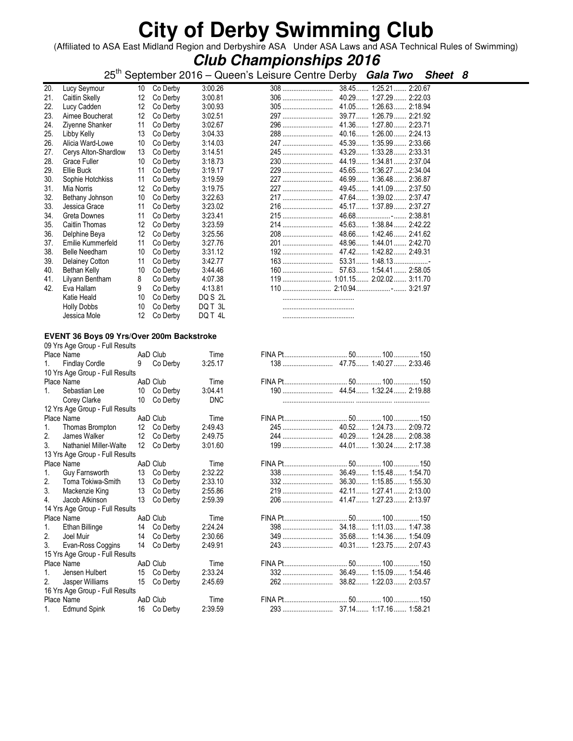# City of Derby Swimming Club

(Affiliated to ASA East Midland Region and Derbyshire ASA Under ASA Laws and ASA Technical Rules of Swimming)

## *Club Championships 2016*

25th September 2016 – Queen's Leisure Centre Derby ***Gala Two*** ***Sheet 8***

| | | | | | | | | |
|---|---|---|---|---|---|---|---|---|
| 20. | Lucy Seymour | 10 | Co Derby | 3:00.26 | 308 | 38.45 | 1:25.21 | 2:20.67 |
| 21. | Caitlin Skelly | 12 | Co Derby | 3:00.81 | 306 | 40.29 | 1:27.29 | 2:22.03 |
| 22. | Lucy Cadden | 12 | Co Derby | 3:00.93 | 305 | 41.05 | 1:26.63 | 2:18.94 |
| 23. | Aimee Boucherat | 12 | Co Derby | 3:02.51 | 297 | 39.77 | 1:26.79 | 2:21.92 |
| 24. | Ziyenne Shanker | 11 | Co Derby | 3:02.67 | 296 | 41.36 | 1:27.80 | 2:23.71 |
| 25. | Libby Kelly | 13 | Co Derby | 3:04.33 | 288 | 40.16 | 1:26.00 | 2:24.13 |
| 26. | Alicia Ward-Lowe | 10 | Co Derby | 3:14.03 | 247 | 45.39 | 1:35.99 | 2:33.66 |
| 27. | Cerys Alton-Shardlow | 13 | Co Derby | 3:14.51 | 245 | 43.29 | 1:33.28 | 2:33.31 |
| 28. | Grace Fuller | 10 | Co Derby | 3:18.73 | 230 | 44.19 | 1:34.81 | 2:37.04 |
| 29. | Ellie Buck | 11 | Co Derby | 3:19.17 | 229 | 45.65 | 1:36.27 | 2:34.04 |
| 30. | Sophie Hotchkiss | 11 | Co Derby | 3:19.59 | 227 | 46.99 | 1:36.48 | 2:36.87 |
| 31. | Mia Norris | 12 | Co Derby | 3:19.75 | 227 | 49.45 | 1:41.09 | 2:37.50 |
| 32. | Bethany Johnson | 10 | Co Derby | 3:22.63 | 217 | 47.64 | 1:39.02 | 2:37.47 |
| 33. | Jessica Grace | 11 | Co Derby | 3:23.02 | 216 | 45.17 | 1:37.89 | 2:37.27 |
| 34. | Greta Downes | 11 | Co Derby | 3:23.41 | 215 | 46.68 | - | 2:38.81 |
| 35. | Caitlin Thomas | 12 | Co Derby | 3:23.59 | 214 | 45.63 | 1:38.84 | 2:42.22 |
| 36. | Delphine Beya | 12 | Co Derby | 3:25.56 | 208 | 48.66 | 1:42.46 | 2:41.62 |
| 37. | Emilie Kummerfeld | 11 | Co Derby | 3:27.76 | 201 | 48.96 | 1:44.01 | 2:42.70 |
| 38. | Belle Needham | 10 | Co Derby | 3:31.12 | 192 | 47.42 | 1:42.82 | 2:49.31 |
| 39. | Delainey Cotton | 11 | Co Derby | 3:42.77 | 163 | 53.31 | 1:48.13 | - |
| 40. | Bethan Kelly | 10 | Co Derby | 3:44.46 | 160 | 57.63 | 1:54.41 | 2:58.05 |
| 41. | Lilyann Bentham | 8 | Co Derby | 4:07.38 | 119 | 1:01.15 | 2:02.02 | 3:11.70 |
| 42. | Eva Hallam | 9 | Co Derby | 4:13.81 | 110 | 2:10.94 | - | 3:21.97 |
| | Katie Heald | 10 | Co Derby | DQ S 2L | | | | |
| | Holly Dobbs | 10 | Co Derby | DQ T 3L | | | | |
| | Jessica Mole | 12 | Co Derby | DQ T 4L | | | | |

### EVENT 36 Boys 09 Yrs/Over 200m Backstroke

09 Yrs Age Group - Full Results

| Place | Name | AaD | Club | Time | FINA Pt | 50 | 100 | 150 |
|---|---|---|---|---|---|---|---|---|
| 1. | Findlay Cordle | 9 | Co Derby | 3:25.17 | 138 | 47.75 | 1:40.27 | 2:33.46 |

10 Yrs Age Group - Full Results

| Place | Name | AaD | Club | Time | FINA Pt | 50 | 100 | 150 |
|---|---|---|---|---|---|---|---|---|
| 1. | Sebastian Lee | 10 | Co Derby | 3:04.41 | 190 | 44.54 | 1:32.24 | 2:19.88 |
| | Corey Clarke | 10 | Co Derby | DNC | | | | |

12 Yrs Age Group - Full Results

| Place | Name | AaD | Club | Time | FINA Pt | 50 | 100 | 150 |
|---|---|---|---|---|---|---|---|---|
| 1. | Thomas Brompton | 12 | Co Derby | 2:49.43 | 245 | 40.52 | 1:24.73 | 2:09.72 |
| 2. | James Walker | 12 | Co Derby | 2:49.75 | 244 | 40.29 | 1:24.28 | 2:08.38 |
| 3. | Nathaniel Miller-Walte | 12 | Co Derby | 3:01.60 | 199 | 44.01 | 1:30.24 | 2:17.38 |

13 Yrs Age Group - Full Results

| Place | Name | AaD | Club | Time | FINA Pt | 50 | 100 | 150 |
|---|---|---|---|---|---|---|---|---|
| 1. | Guy Farnsworth | 13 | Co Derby | 2:32.22 | 338 | 36.49 | 1:15.48 | 1:54.70 |
| 2. | Toma Tokiwa-Smith | 13 | Co Derby | 2:33.10 | 332 | 36.30 | 1:15.85 | 1:55.30 |
| 3. | Mackenzie King | 13 | Co Derby | 2:55.86 | 219 | 42.11 | 1:27.41 | 2:13.00 |
| 4. | Jacob Atkinson | 13 | Co Derby | 2:59.39 | 206 | 41.47 | 1:27.23 | 2:13.97 |

14 Yrs Age Group - Full Results

| Place | Name | AaD | Club | Time | FINA Pt | 50 | 100 | 150 |
|---|---|---|---|---|---|---|---|---|
| 1. | Ethan Billinge | 14 | Co Derby | 2:24.24 | 398 | 34.18 | 1:11.03 | 1:47.38 |
| 2. | Joel Muir | 14 | Co Derby | 2:30.66 | 349 | 35.68 | 1:14.36 | 1:54.09 |
| 3. | Evan-Ross Coggins | 14 | Co Derby | 2:49.91 | 243 | 40.31 | 1:23.75 | 2:07.43 |

15 Yrs Age Group - Full Results

| Place | Name | AaD | Club | Time | FINA Pt | 50 | 100 | 150 |
|---|---|---|---|---|---|---|---|---|
| 1. | Jensen Hulbert | 15 | Co Derby | 2:33.24 | 332 | 36.49 | 1:15.09 | 1:54.46 |
| 2. | Jasper Williams | 15 | Co Derby | 2:45.69 | 262 | 38.82 | 1:22.03 | 2:03.57 |

16 Yrs Age Group - Full Results

| Place | Name | AaD | Club | Time | FINA Pt | 50 | 100 | 150 |
|---|---|---|---|---|---|---|---|---|
| 1. | Edmund Spink | 16 | Co Derby | 2:39.59 | 293 | 37.14 | 1:17.16 | 1:58.21 |